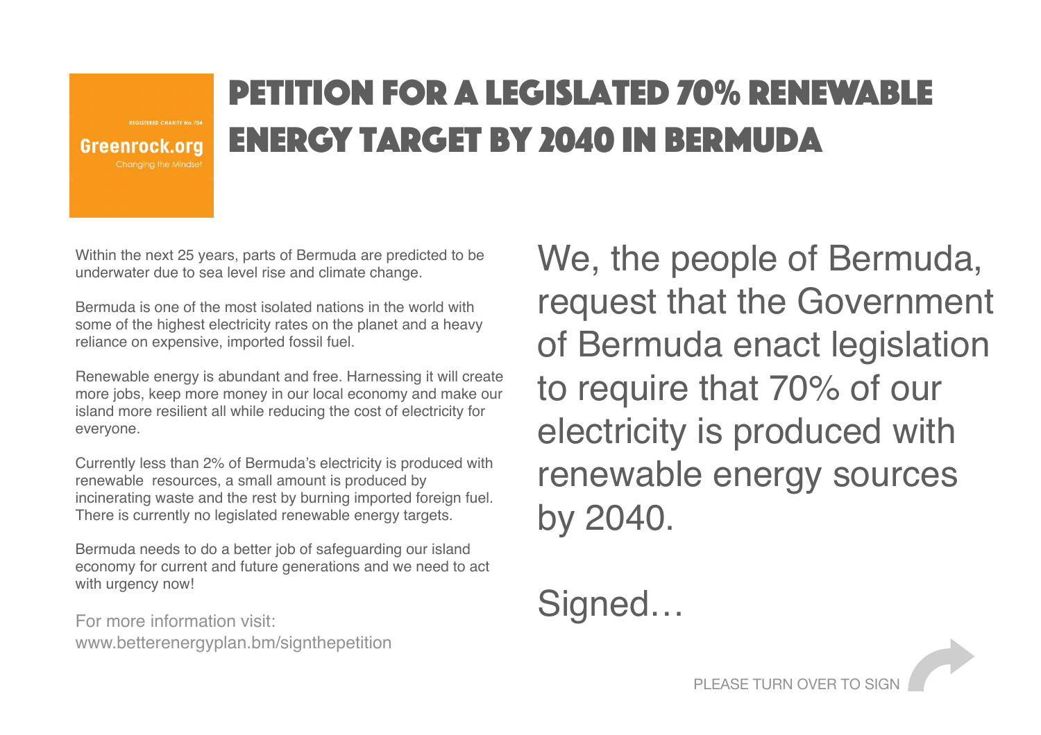REGISTERED CHARITY No. 704

**Greenrock.org**

Changing the Mindset

# PETITION FOR A LEGISLATED 70% RENEWABLE ENERGY TARGET BY 2040 IN BERMUDA

Within the next 25 years, parts of Bermuda are predicted to be underwater due to sea level rise and climate change.

Bermuda is one of the most isolated nations in the world with some of the highest electricity rates on the planet and a heavy reliance on expensive, imported fossil fuel.

Renewable energy is abundant and free. Harnessing it will create more jobs, keep more money in our local economy and make our island more resilient all while reducing the cost of electricity for everyone.

Currently less than 2% of Bermuda's electricity is produced with renewable resources, a small amount is produced by incinerating waste and the rest by burning imported foreign fuel. There is currently no legislated renewable energy targets.

Bermuda needs to do a better job of safeguarding our island economy for current and future generations and we need to act with urgency now!

For more information visit:
www.betterenergyplan.bm/signthepetition

## We, the people of Bermuda, request that the Government of Bermuda enact legislation to require that 70% of our electricity is produced with renewable energy sources by 2040.

## Signed…

PLEASE TURN OVER TO SIGN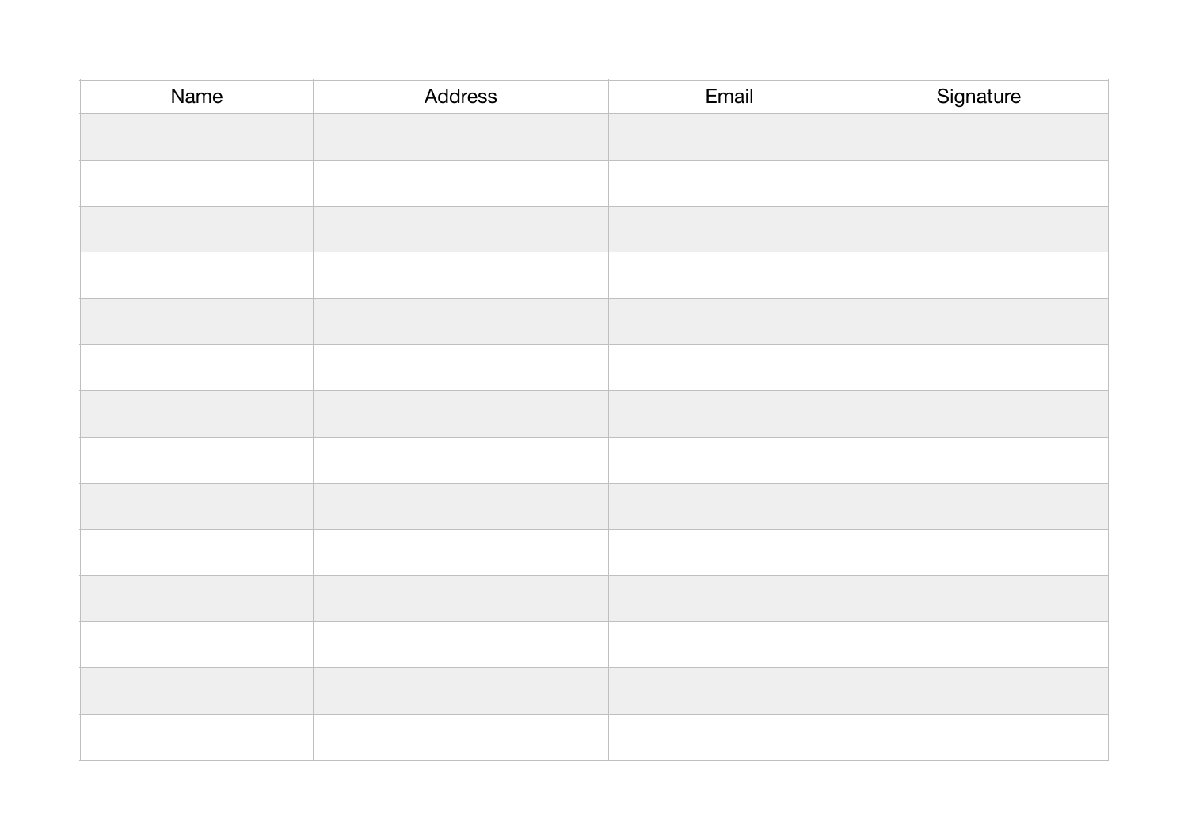| Name | Address | Email | Signature |
| --- | --- | --- | --- |
| | | | |
| | | | |
| | | | |
| | | | |
| | | | |
| | | | |
| | | | |
| | | | |
| | | | |
| | | | |
| | | | |
| | | | |
| | | | |
| | | | |